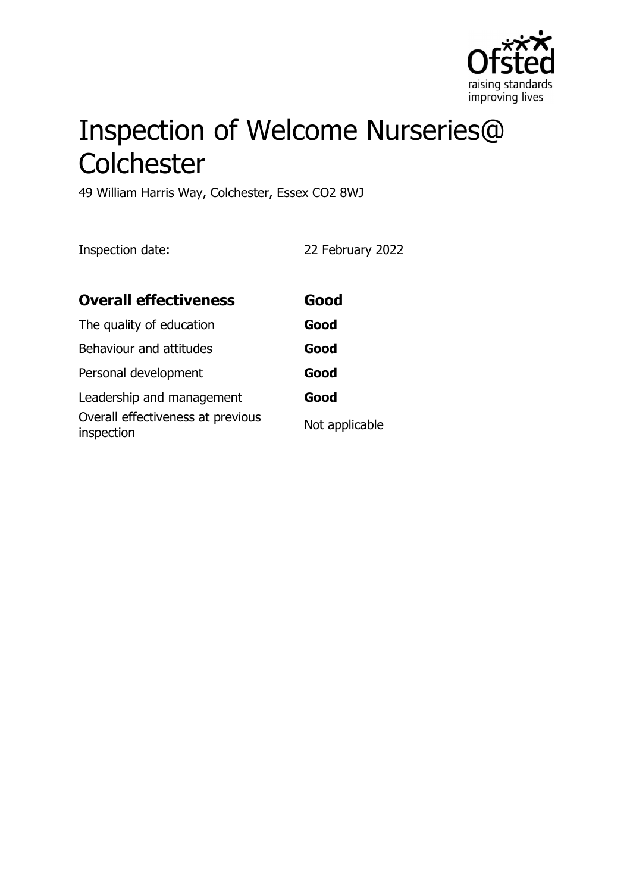# Inspection of Welcome Nurseries@ Colchester

49 William Harris Way, Colchester, Essex CO2 8WJ

Inspection date: 22 February 2022

| Overall effectiveness | Good |
|---|---|
| The quality of education | **Good** |
| Behaviour and attitudes | **Good** |
| Personal development | **Good** |
| Leadership and management | **Good** |
| Overall effectiveness at previous inspection | Not applicable |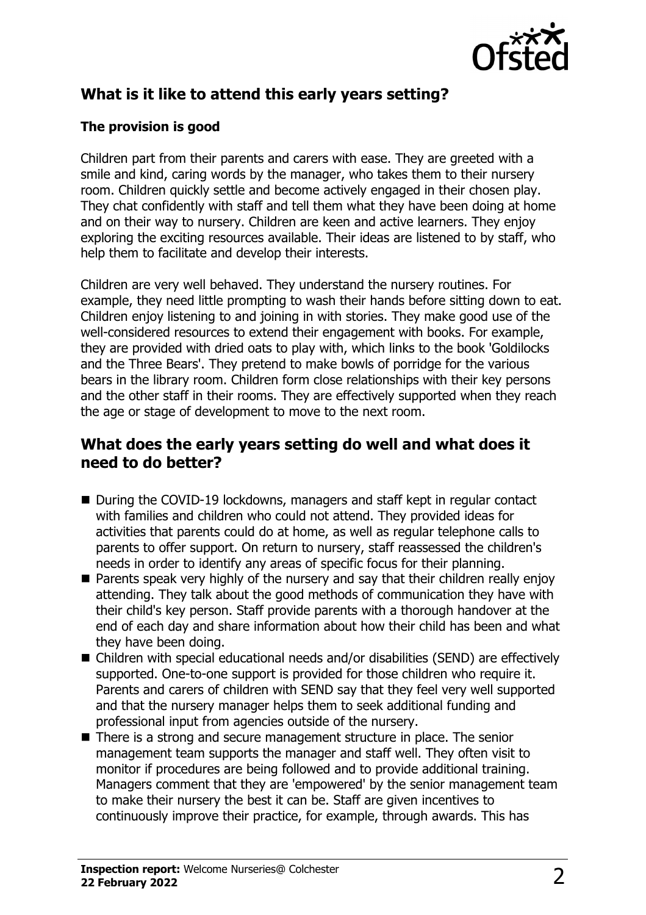## What is it like to attend this early years setting?

### The provision is good

Children part from their parents and carers with ease. They are greeted with a smile and kind, caring words by the manager, who takes them to their nursery room. Children quickly settle and become actively engaged in their chosen play. They chat confidently with staff and tell them what they have been doing at home and on their way to nursery. Children are keen and active learners. They enjoy exploring the exciting resources available. Their ideas are listened to by staff, who help them to facilitate and develop their interests.

Children are very well behaved. They understand the nursery routines. For example, they need little prompting to wash their hands before sitting down to eat. Children enjoy listening to and joining in with stories. They make good use of the well-considered resources to extend their engagement with books. For example, they are provided with dried oats to play with, which links to the book 'Goldilocks and the Three Bears'. They pretend to make bowls of porridge for the various bears in the library room. Children form close relationships with their key persons and the other staff in their rooms. They are effectively supported when they reach the age or stage of development to move to the next room.

## What does the early years setting do well and what does it need to do better?

- During the COVID-19 lockdowns, managers and staff kept in regular contact with families and children who could not attend. They provided ideas for activities that parents could do at home, as well as regular telephone calls to parents to offer support. On return to nursery, staff reassessed the children's needs in order to identify any areas of specific focus for their planning.
- Parents speak very highly of the nursery and say that their children really enjoy attending. They talk about the good methods of communication they have with their child's key person. Staff provide parents with a thorough handover at the end of each day and share information about how their child has been and what they have been doing.
- Children with special educational needs and/or disabilities (SEND) are effectively supported. One-to-one support is provided for those children who require it. Parents and carers of children with SEND say that they feel very well supported and that the nursery manager helps them to seek additional funding and professional input from agencies outside of the nursery.
- There is a strong and secure management structure in place. The senior management team supports the manager and staff well. They often visit to monitor if procedures are being followed and to provide additional training. Managers comment that they are 'empowered' by the senior management team to make their nursery the best it can be. Staff are given incentives to continuously improve their practice, for example, through awards. This has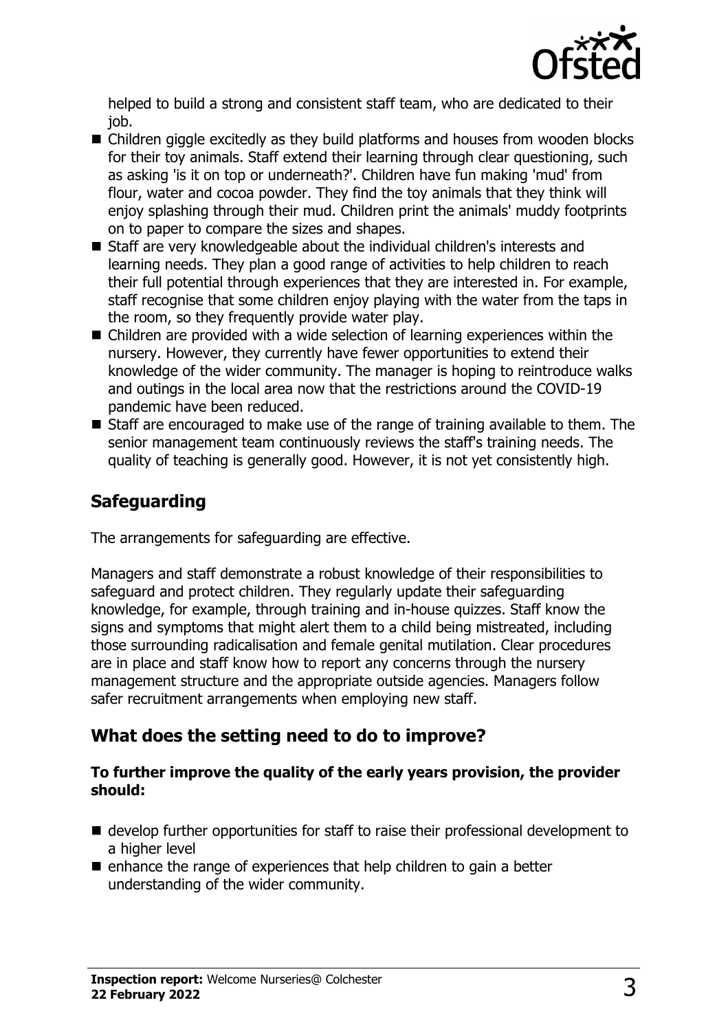helped to build a strong and consistent staff team, who are dedicated to their job.

- Children giggle excitedly as they build platforms and houses from wooden blocks for their toy animals. Staff extend their learning through clear questioning, such as asking 'is it on top or underneath?'. Children have fun making 'mud' from flour, water and cocoa powder. They find the toy animals that they think will enjoy splashing through their mud. Children print the animals' muddy footprints on to paper to compare the sizes and shapes.
- Staff are very knowledgeable about the individual children's interests and learning needs. They plan a good range of activities to help children to reach their full potential through experiences that they are interested in. For example, staff recognise that some children enjoy playing with the water from the taps in the room, so they frequently provide water play.
- Children are provided with a wide selection of learning experiences within the nursery. However, they currently have fewer opportunities to extend their knowledge of the wider community. The manager is hoping to reintroduce walks and outings in the local area now that the restrictions around the COVID-19 pandemic have been reduced.
- Staff are encouraged to make use of the range of training available to them. The senior management team continuously reviews the staff's training needs. The quality of teaching is generally good. However, it is not yet consistently high.

## Safeguarding

The arrangements for safeguarding are effective.

Managers and staff demonstrate a robust knowledge of their responsibilities to safeguard and protect children. They regularly update their safeguarding knowledge, for example, through training and in-house quizzes. Staff know the signs and symptoms that might alert them to a child being mistreated, including those surrounding radicalisation and female genital mutilation. Clear procedures are in place and staff know how to report any concerns through the nursery management structure and the appropriate outside agencies. Managers follow safer recruitment arrangements when employing new staff.

## What does the setting need to do to improve?

**To further improve the quality of the early years provision, the provider should:**

- develop further opportunities for staff to raise their professional development to a higher level
- enhance the range of experiences that help children to gain a better understanding of the wider community.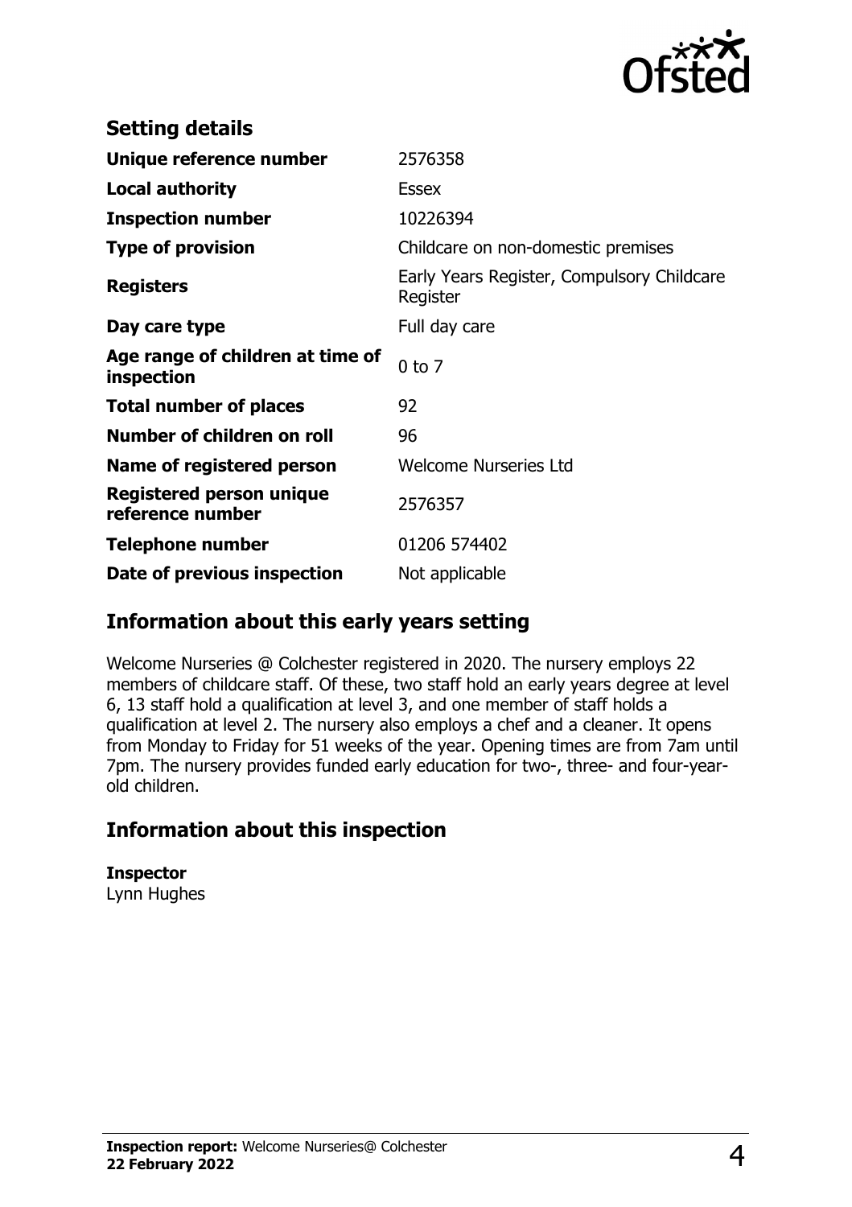## Setting details

| | |
|---|---|
| **Unique reference number** | 2576358 |
| **Local authority** | Essex |
| **Inspection number** | 10226394 |
| **Type of provision** | Childcare on non-domestic premises |
| **Registers** | Early Years Register, Compulsory Childcare Register |
| **Day care type** | Full day care |
| **Age range of children at time of inspection** | 0 to 7 |
| **Total number of places** | 92 |
| **Number of children on roll** | 96 |
| **Name of registered person** | Welcome Nurseries Ltd |
| **Registered person unique reference number** | 2576357 |
| **Telephone number** | 01206 574402 |
| **Date of previous inspection** | Not applicable |

## Information about this early years setting

Welcome Nurseries @ Colchester registered in 2020. The nursery employs 22 members of childcare staff. Of these, two staff hold an early years degree at level 6, 13 staff hold a qualification at level 3, and one member of staff holds a qualification at level 2. The nursery also employs a chef and a cleaner. It opens from Monday to Friday for 51 weeks of the year. Opening times are from 7am until 7pm. The nursery provides funded early education for two-, three- and four-year-old children.

## Information about this inspection

**Inspector**
Lynn Hughes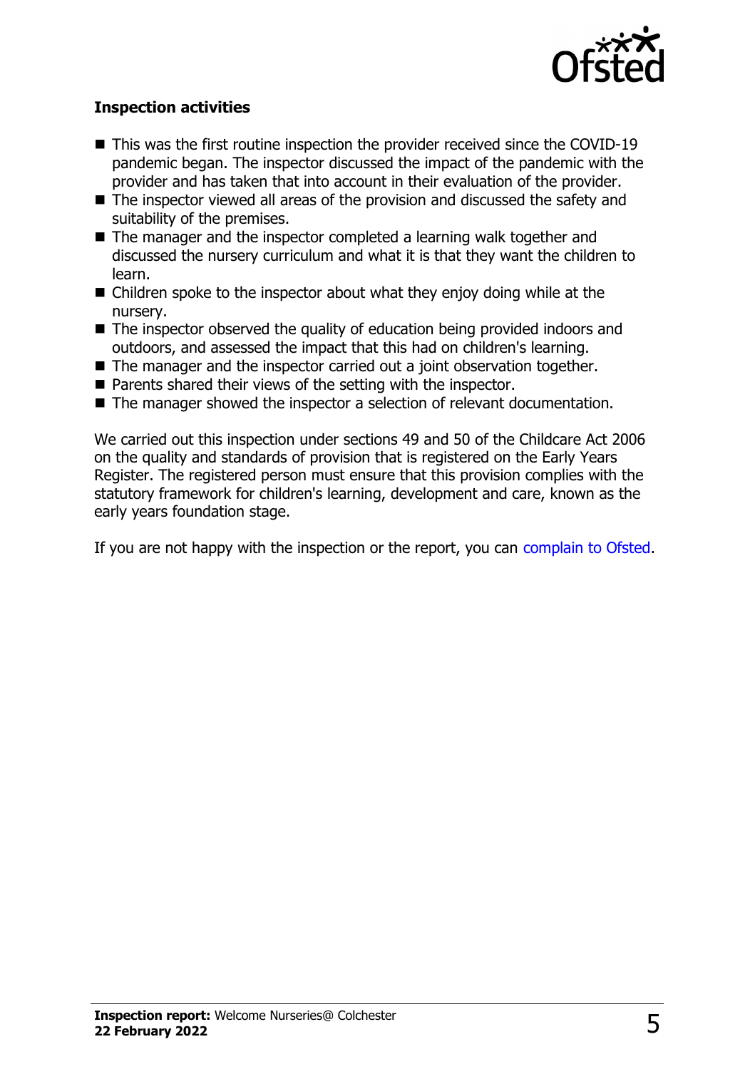### Inspection activities

- This was the first routine inspection the provider received since the COVID-19 pandemic began. The inspector discussed the impact of the pandemic with the provider and has taken that into account in their evaluation of the provider.
- The inspector viewed all areas of the provision and discussed the safety and suitability of the premises.
- The manager and the inspector completed a learning walk together and discussed the nursery curriculum and what it is that they want the children to learn.
- Children spoke to the inspector about what they enjoy doing while at the nursery.
- The inspector observed the quality of education being provided indoors and outdoors, and assessed the impact that this had on children's learning.
- The manager and the inspector carried out a joint observation together.
- Parents shared their views of the setting with the inspector.
- The manager showed the inspector a selection of relevant documentation.

We carried out this inspection under sections 49 and 50 of the Childcare Act 2006 on the quality and standards of provision that is registered on the Early Years Register. The registered person must ensure that this provision complies with the statutory framework for children's learning, development and care, known as the early years foundation stage.

If you are not happy with the inspection or the report, you can complain to Ofsted.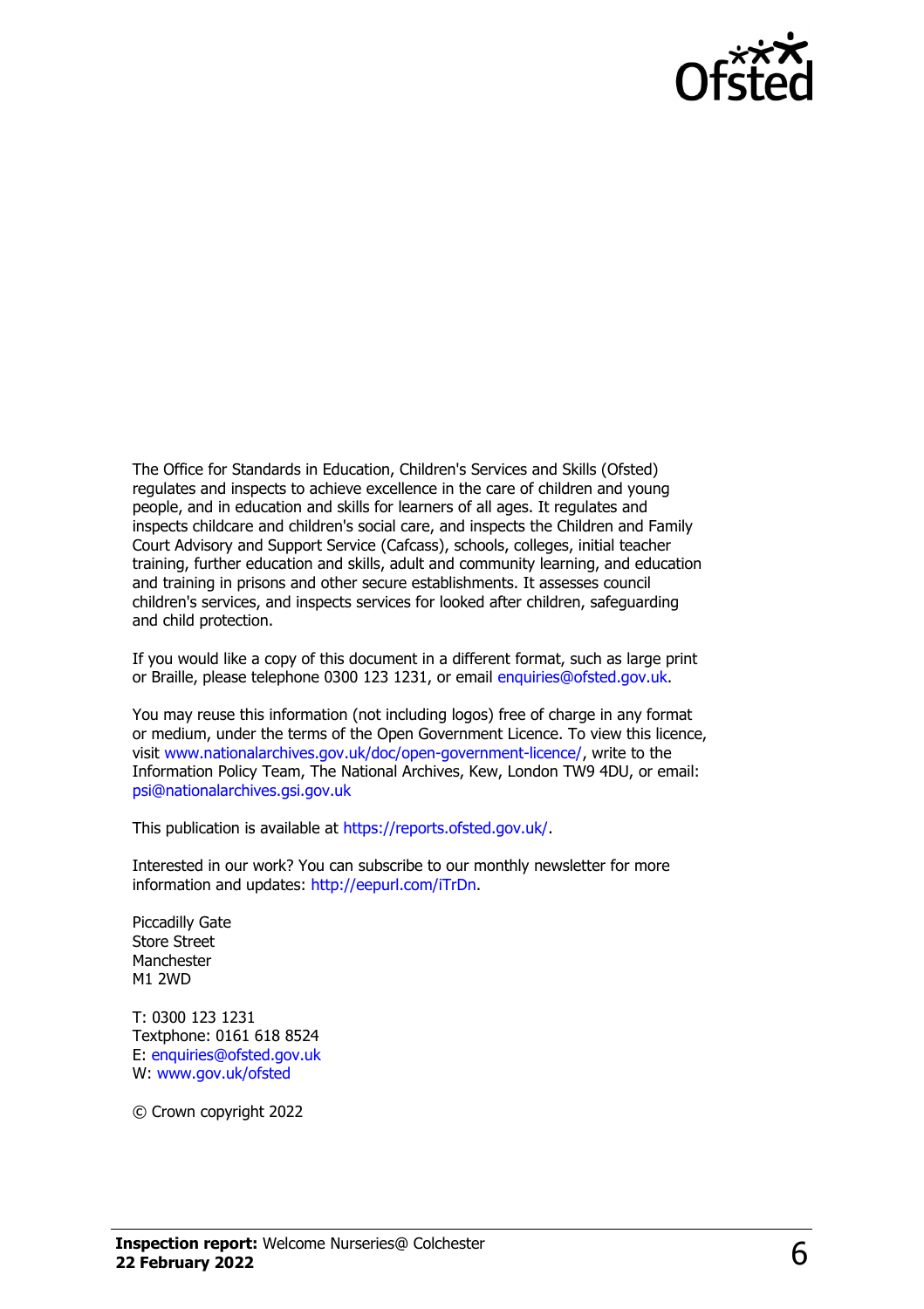The Office for Standards in Education, Children's Services and Skills (Ofsted) regulates and inspects to achieve excellence in the care of children and young people, and in education and skills for learners of all ages. It regulates and inspects childcare and children's social care, and inspects the Children and Family Court Advisory and Support Service (Cafcass), schools, colleges, initial teacher training, further education and skills, adult and community learning, and education and training in prisons and other secure establishments. It assesses council children's services, and inspects services for looked after children, safeguarding and child protection.

If you would like a copy of this document in a different format, such as large print or Braille, please telephone 0300 123 1231, or email enquiries@ofsted.gov.uk.

You may reuse this information (not including logos) free of charge in any format or medium, under the terms of the Open Government Licence. To view this licence, visit www.nationalarchives.gov.uk/doc/open-government-licence/, write to the Information Policy Team, The National Archives, Kew, London TW9 4DU, or email: psi@nationalarchives.gsi.gov.uk

This publication is available at https://reports.ofsted.gov.uk/.

Interested in our work? You can subscribe to our monthly newsletter for more information and updates: http://eepurl.com/iTrDn.

Piccadilly Gate
Store Street
Manchester
M1 2WD

T: 0300 123 1231
Textphone: 0161 618 8524
E: enquiries@ofsted.gov.uk
W: www.gov.uk/ofsted

© Crown copyright 2022